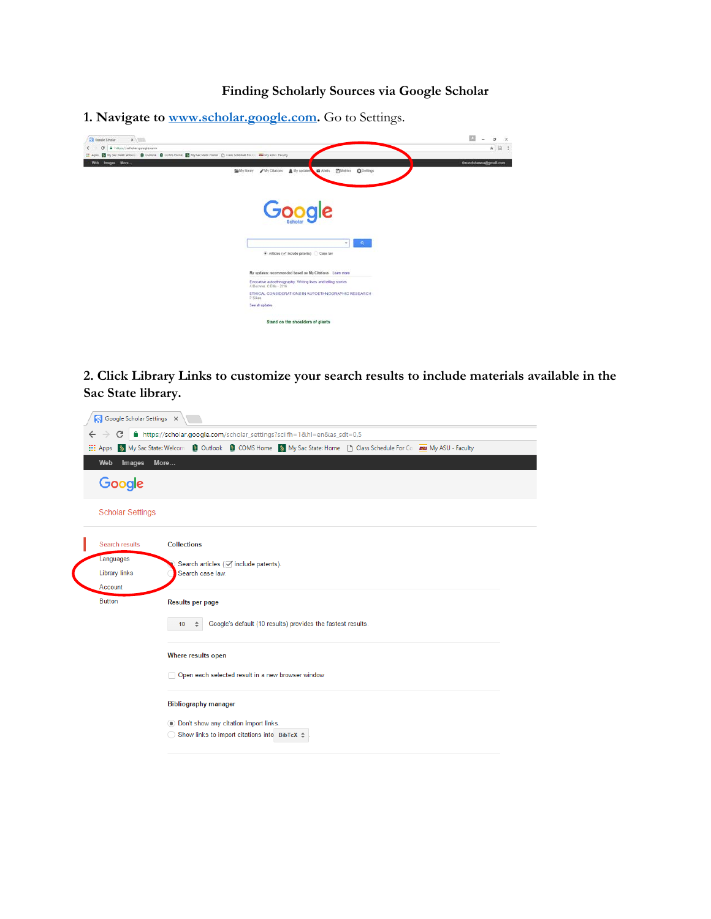# Finding Scholarly Sources via Google Scholar

**1. Navigate to [www.scholar.google.com](http://www.scholar.google.com).** Go to Settings.

**2. Click Library Links to customize your search results to include materials available in the Sac State library.**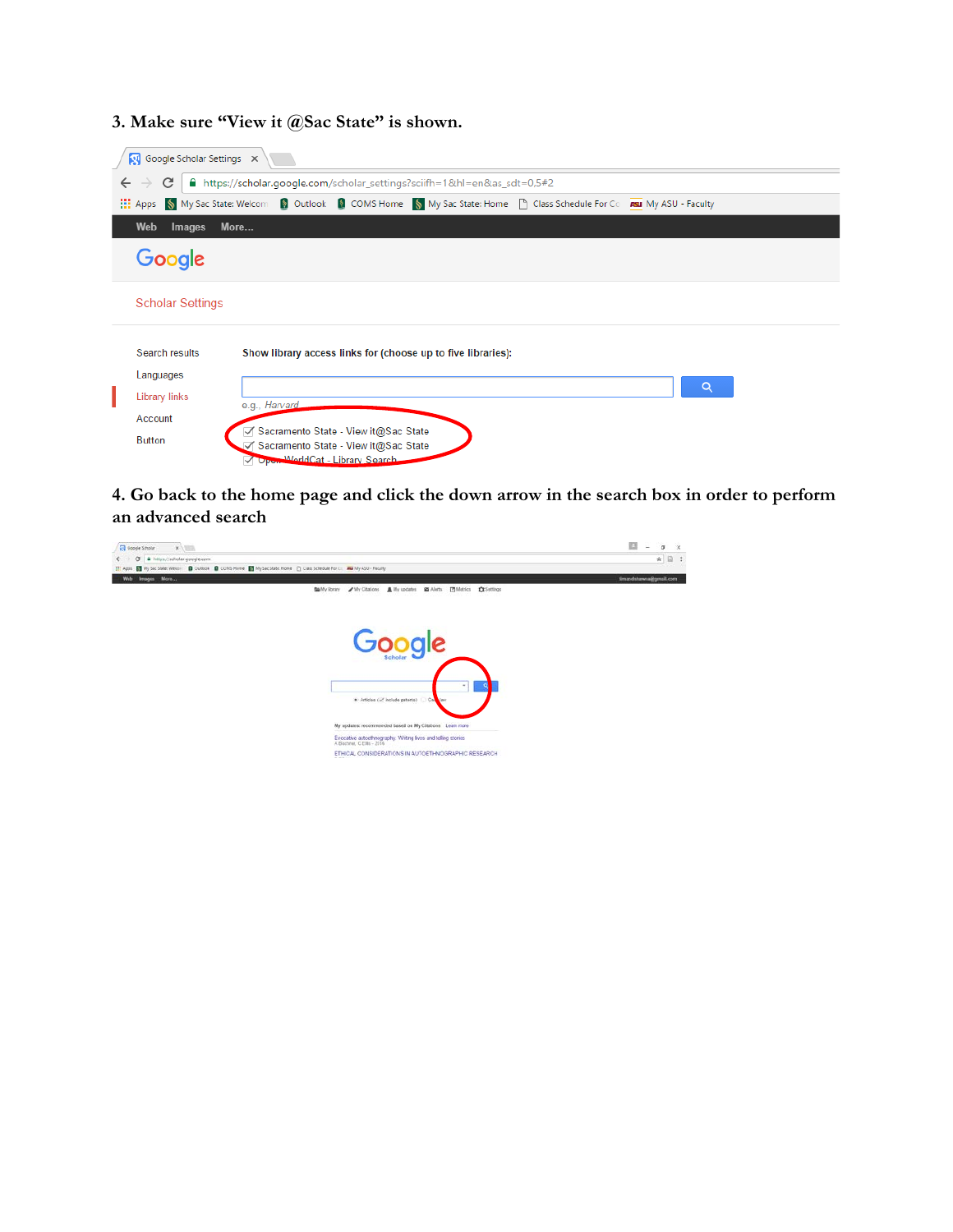### 3. Make sure "View it @Sac State" is shown.

### 4. Go back to the home page and click the down arrow in the search box in order to perform an advanced search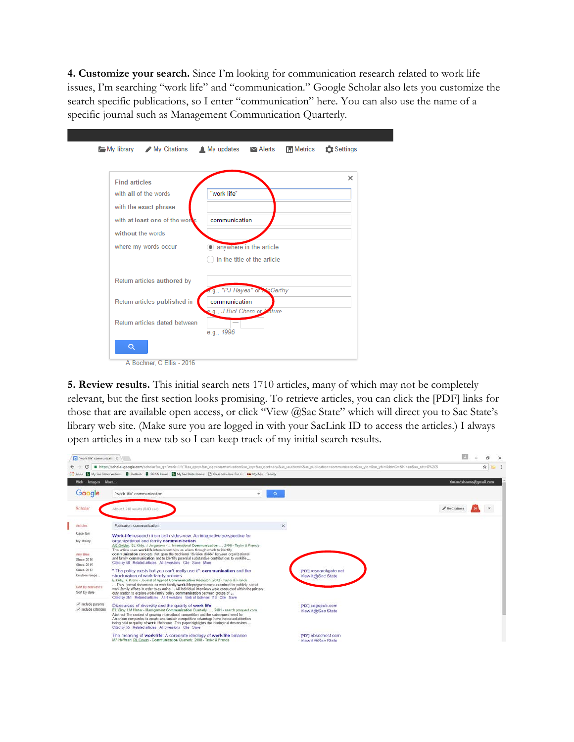**4. Customize your search.** Since I'm looking for communication research related to work life issues, I'm searching "work life" and "communication." Google Scholar also lets you customize the search specific publications, so I enter "communication" here. You can also use the name of a specific journal such as Management Communication Quarterly.

**5. Review results.** This initial search nets 1710 articles, many of which may not be completely relevant, but the first section looks promising. To retrieve articles, you can click the [PDF] links for those that are available open access, or click "View @Sac State" which will direct you to Sac State's library web site. (Make sure you are logged in with your SacLink ID to access the articles.) I always open articles in a new tab so I can keep track of my initial search results.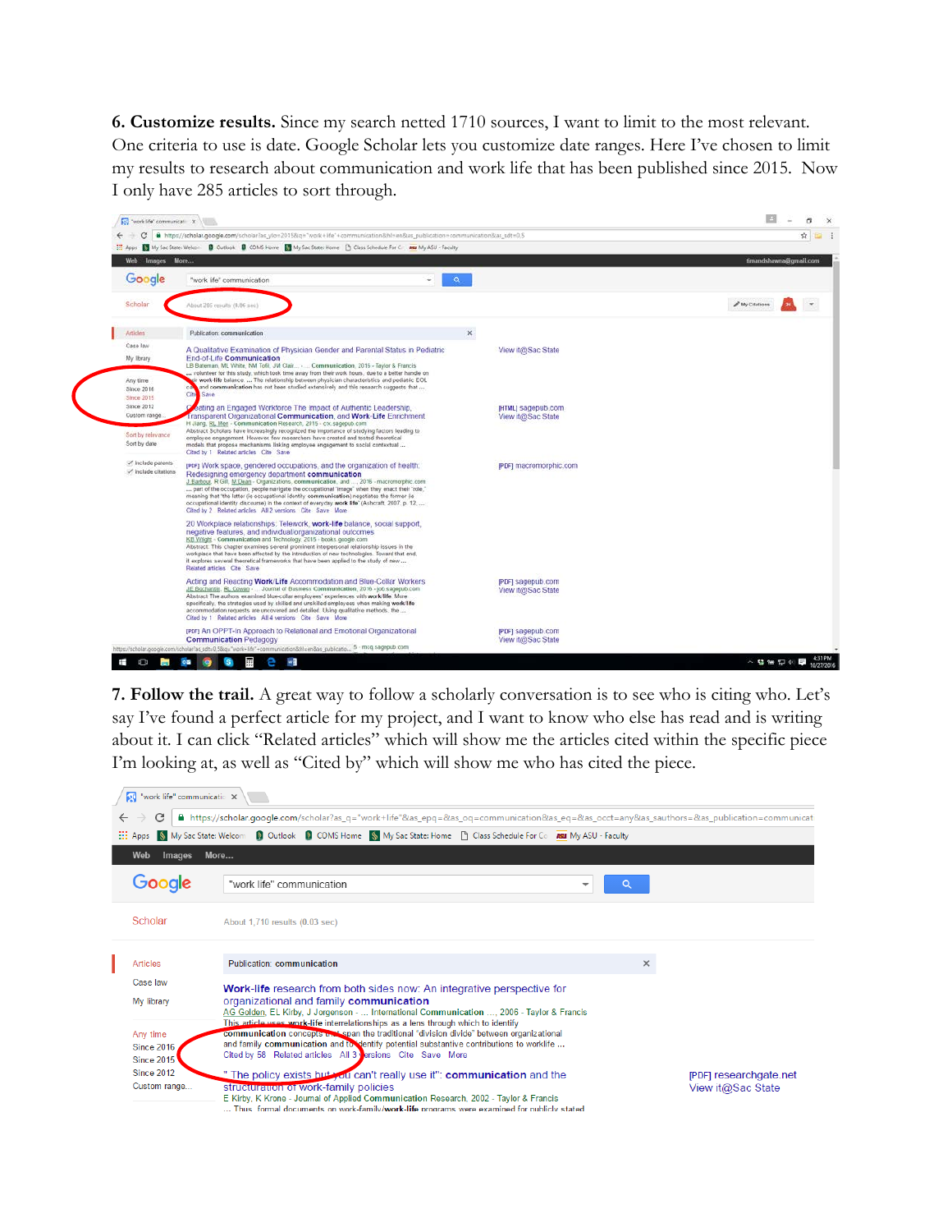**6. Customize results.** Since my search netted 1710 sources, I want to limit to the most relevant. One criteria to use is date. Google Scholar lets you customize date ranges. Here I've chosen to limit my results to research about communication and work life that has been published since 2015. Now I only have 285 articles to sort through.

**7. Follow the trail.** A great way to follow a scholarly conversation is to see who is citing who. Let's say I've found a perfect article for my project, and I want to know who else has read and is writing about it. I can click "Related articles" which will show me the articles cited within the specific piece I'm looking at, as well as "Cited by" which will show me who has cited the piece.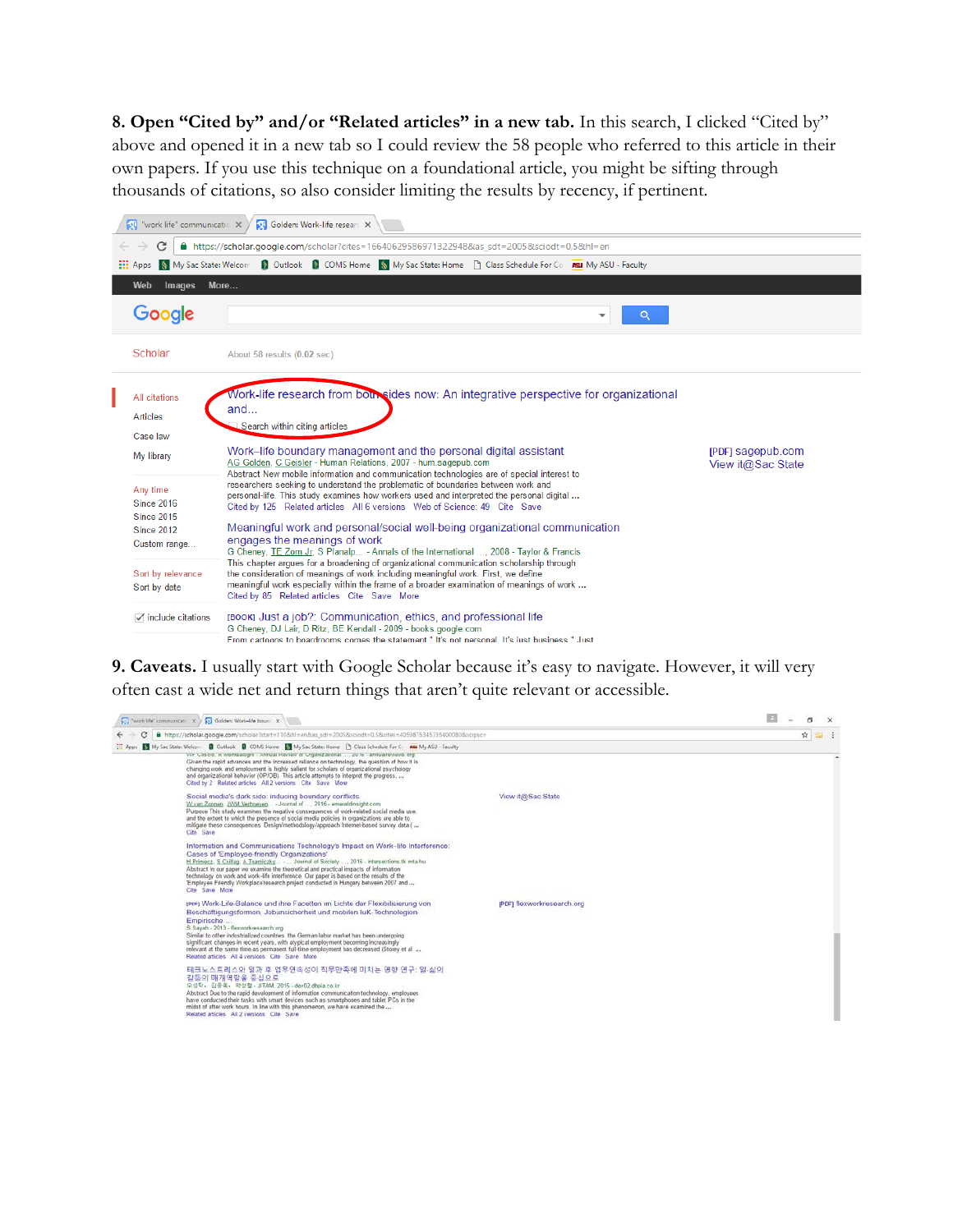**8. Open "Cited by" and/or "Related articles" in a new tab.** In this search, I clicked "Cited by" above and opened it in a new tab so I could review the 58 people who referred to this article in their own papers. If you use this technique on a foundational article, you might be sifting through thousands of citations, so also consider limiting the results by recency, if pertinent.

**9. Caveats.** I usually start with Google Scholar because it's easy to navigate. However, it will very often cast a wide net and return things that aren't quite relevant or accessible.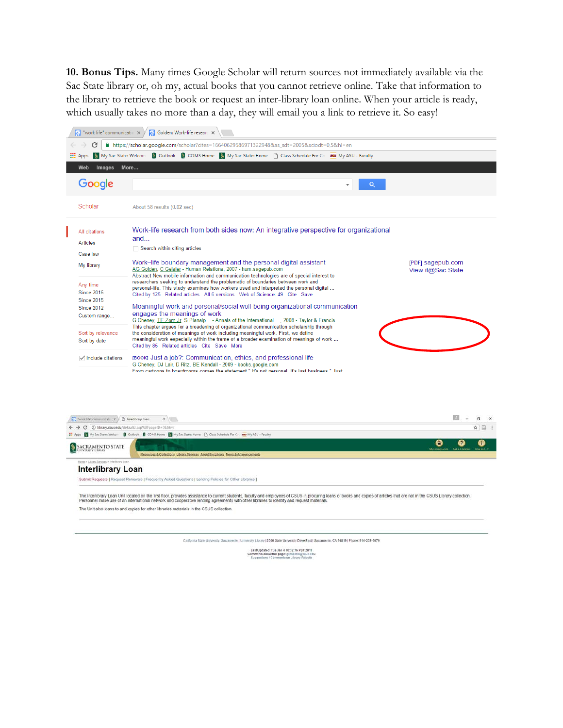**10. Bonus Tips.** Many times Google Scholar will return sources not immediately available via the Sac State library or, oh my, actual books that you cannot retrieve online. Take that information to the library to retrieve the book or request an inter-library loan online. When your article is ready, which usually takes no more than a day, they will email you a link to retrieve it. So easy!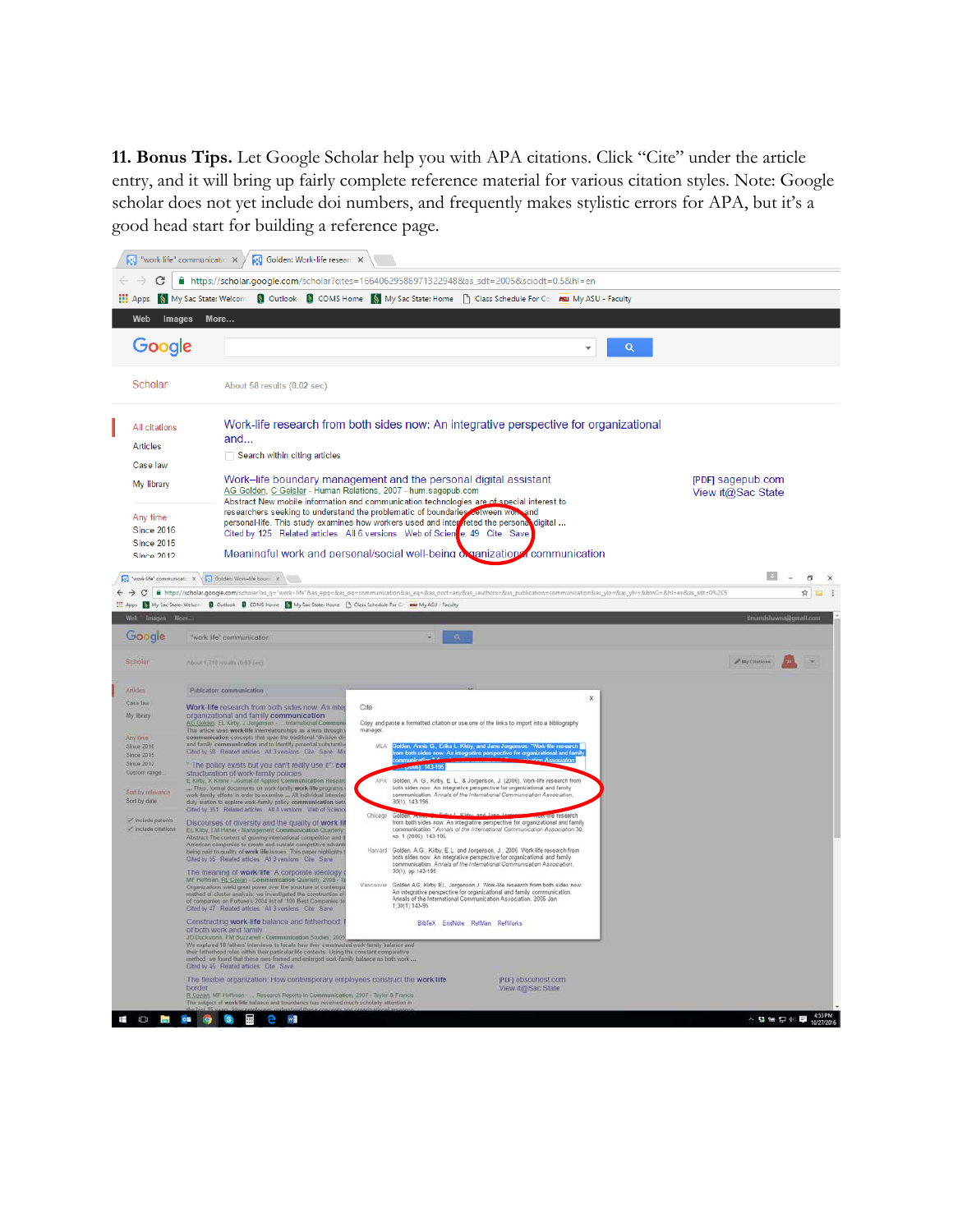**11. Bonus Tips.** Let Google Scholar help you with APA citations. Click "Cite" under the article entry, and it will bring up fairly complete reference material for various citation styles. Note: Google scholar does not yet include doi numbers, and frequently makes stylistic errors for APA, but it's a good head start for building a reference page.